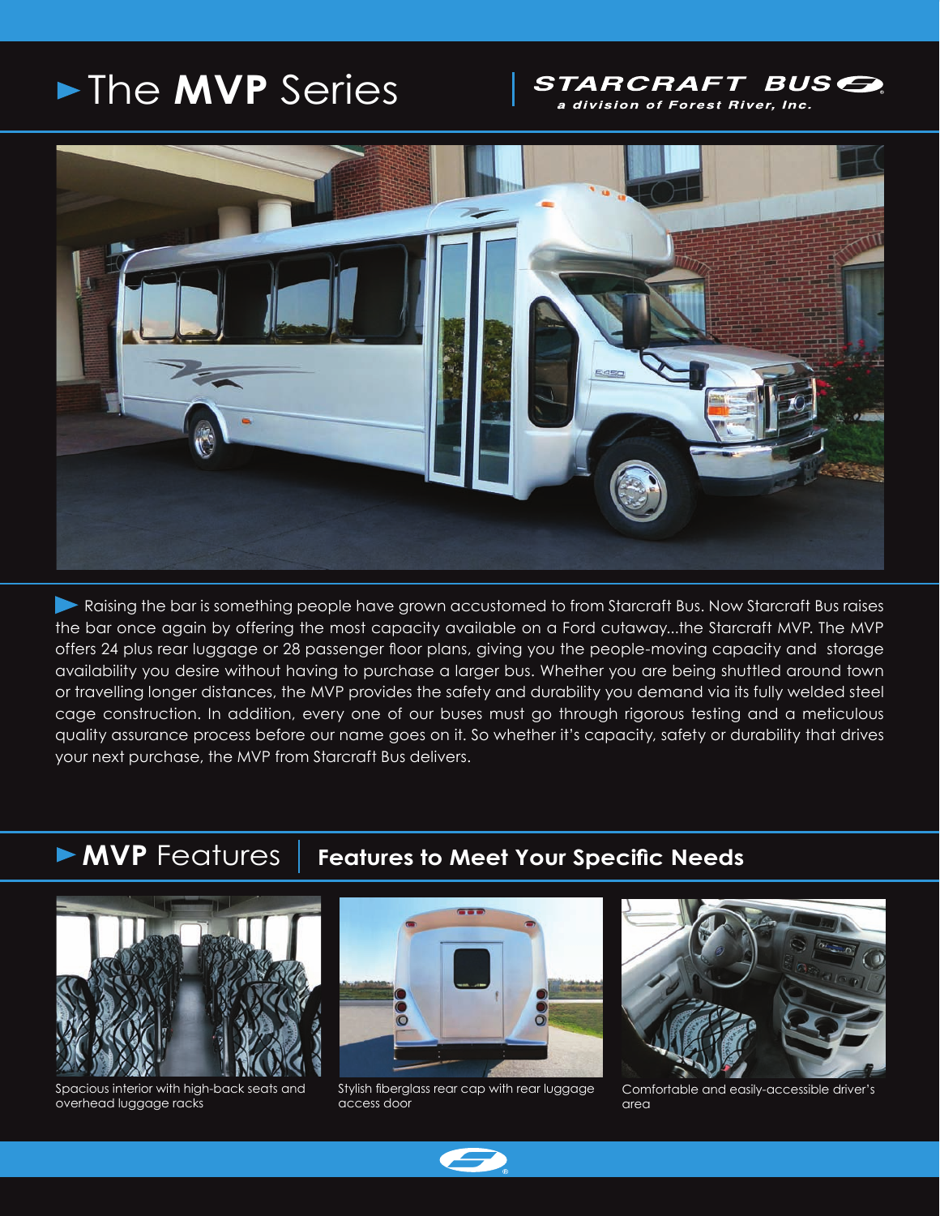# The **MVP** Series

**STARCRAFT BUS**
*a division of Forest River, Inc.*

Raising the bar is something people have grown accustomed to from Starcraft Bus. Now Starcraft Bus raises the bar once again by offering the most capacity available on a Ford cutaway...the Starcraft MVP. The MVP offers 24 plus rear luggage or 28 passenger floor plans, giving you the people-moving capacity and storage availability you desire without having to purchase a larger bus. Whether you are being shuttled around town or travelling longer distances, the MVP provides the safety and durability you demand via its fully welded steel cage construction. In addition, every one of our buses must go through rigorous testing and a meticulous quality assurance process before our name goes on it. So whether it's capacity, safety or durability that drives your next purchase, the MVP from Starcraft Bus delivers.

## **MVP** Features | Features to Meet Your Specific Needs

Spacious interior with high-back seats and overhead luggage racks

Stylish fiberglass rear cap with rear luggage access door

Comfortable and easily-accessible driver's area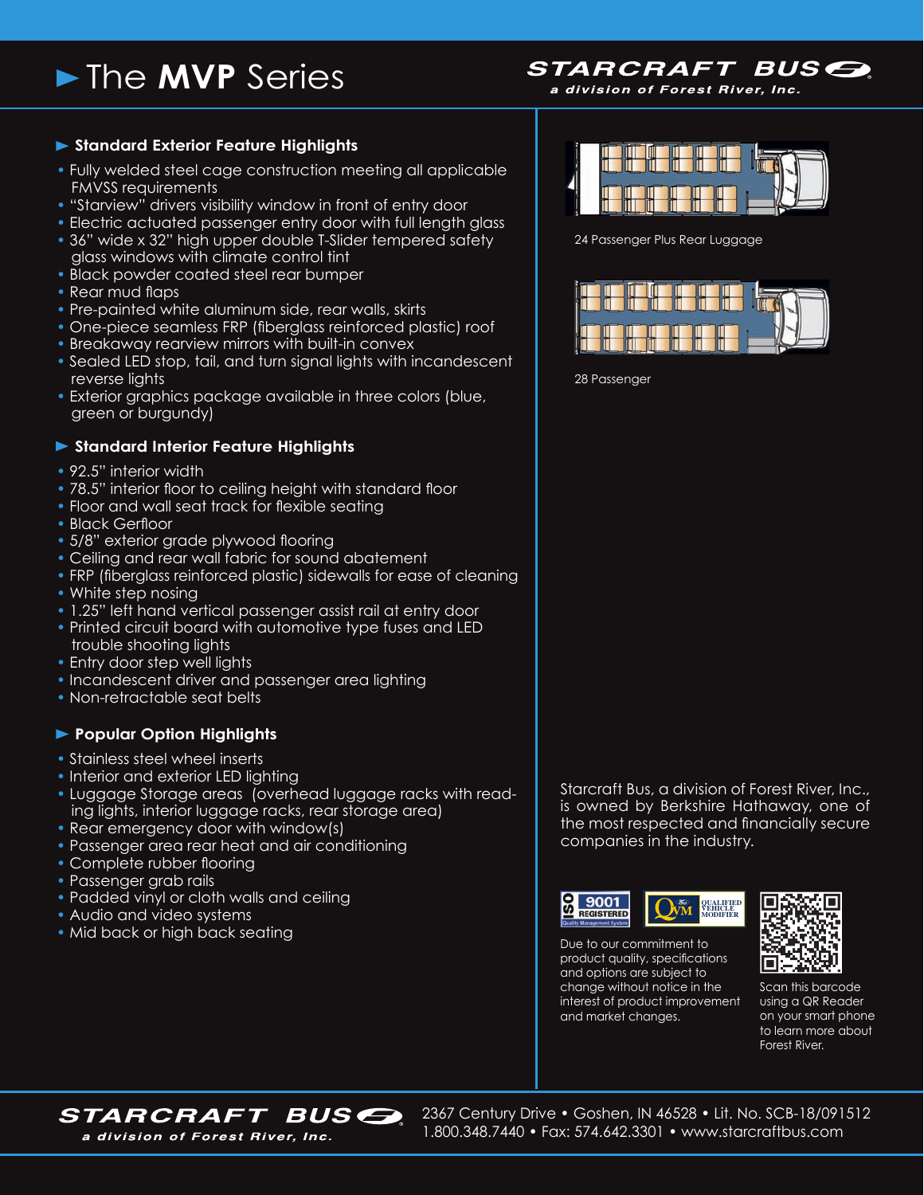# The **MVP** Series

STARCRAFT BUS
*a division of Forest River, Inc.*

### Standard Exterior Feature Highlights

- Fully welded steel cage construction meeting all applicable FMVSS requirements
- "Starview" drivers visibility window in front of entry door
- Electric actuated passenger entry door with full length glass
- 36" wide x 32" high upper double T-Slider tempered safety glass windows with climate control tint
- Black powder coated steel rear bumper
- Rear mud flaps
- Pre-painted white aluminum side, rear walls, skirts
- One-piece seamless FRP (fiberglass reinforced plastic) roof
- Breakaway rearview mirrors with built-in convex
- Sealed LED stop, tail, and turn signal lights with incandescent reverse lights
- Exterior graphics package available in three colors (blue, green or burgundy)

### Standard Interior Feature Highlights

- 92.5" interior width
- 78.5" interior floor to ceiling height with standard floor
- Floor and wall seat track for flexible seating
- Black Gerfloor
- 5/8" exterior grade plywood flooring
- Ceiling and rear wall fabric for sound abatement
- FRP (fiberglass reinforced plastic) sidewalls for ease of cleaning
- White step nosing
- 1.25" left hand vertical passenger assist rail at entry door
- Printed circuit board with automotive type fuses and LED trouble shooting lights
- Entry door step well lights
- Incandescent driver and passenger area lighting
- Non-retractable seat belts

### Popular Option Highlights

- Stainless steel wheel inserts
- Interior and exterior LED lighting
- Luggage Storage areas (overhead luggage racks with reading lights, interior luggage racks, rear storage area)
- Rear emergency door with window(s)
- Passenger area rear heat and air conditioning
- Complete rubber flooring
- Passenger grab rails
- Padded vinyl or cloth walls and ceiling
- Audio and video systems
- Mid back or high back seating

24 Passenger Plus Rear Luggage

28 Passenger

Starcraft Bus, a division of Forest River, Inc., is owned by Berkshire Hathaway, one of the most respected and financially secure companies in the industry.

ISO 9001 REGISTERED Quality Management System

QVM QUALIFIED VEHICLE MODIFIER

Due to our commitment to product quality, specifications and options are subject to change without notice in the interest of product improvement and market changes.

Scan this barcode using a QR Reader on your smart phone to learn more about Forest River.

STARCRAFT BUS
*a division of Forest River, Inc.*

2367 Century Drive • Goshen, IN 46528 • Lit. No. SCB-18/091512
1.800.348.7440 • Fax: 574.642.3301 • www.starcraftbus.com